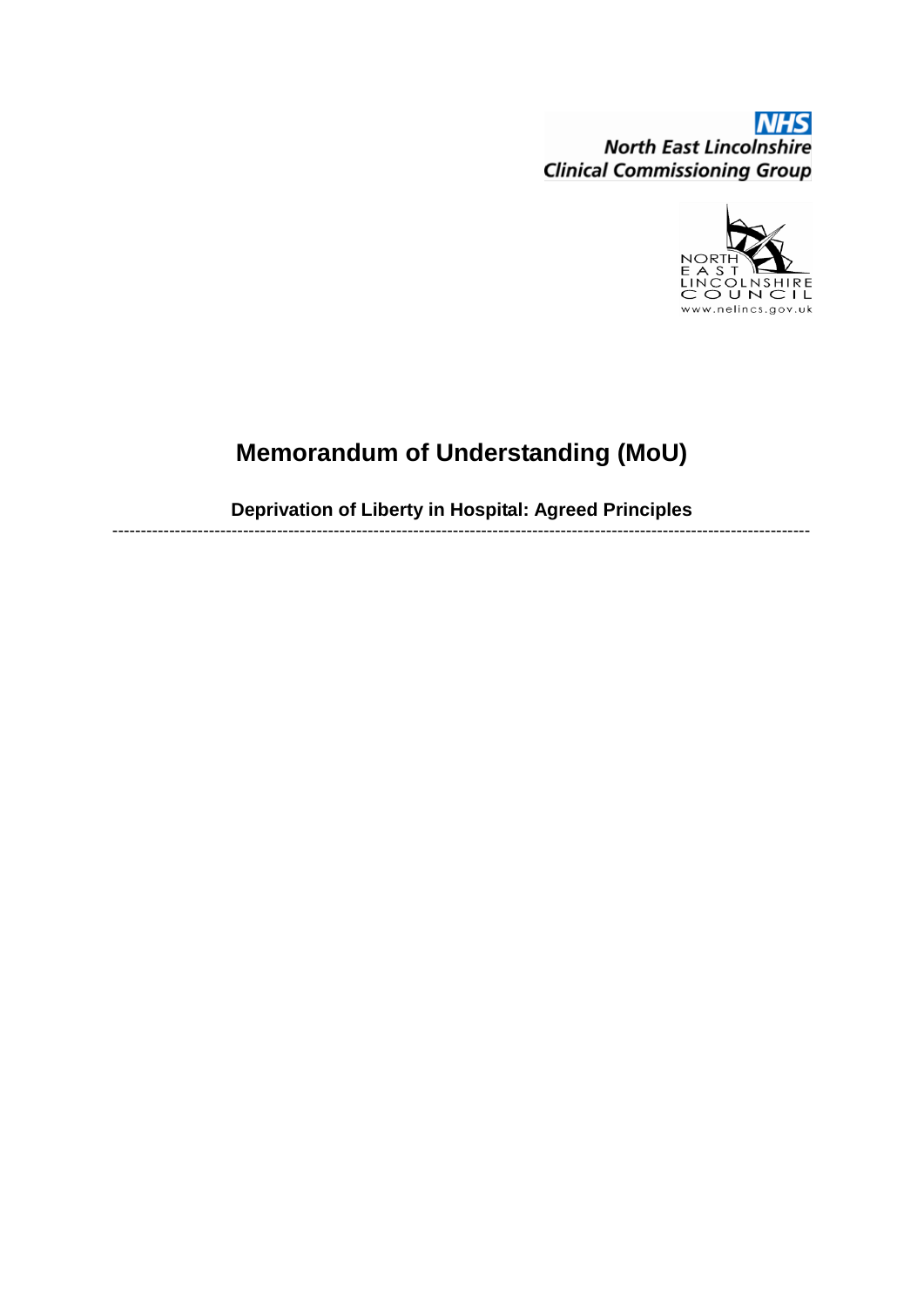NHS
North East Lincolnshire
Clinical Commissioning Group

NORTH
EAST
LINCOLNSHIRE
COUNCIL
www.nelincs.gov.uk

# Memorandum of Understanding (MoU)

## Deprivation of Liberty in Hospital: Agreed Principles

---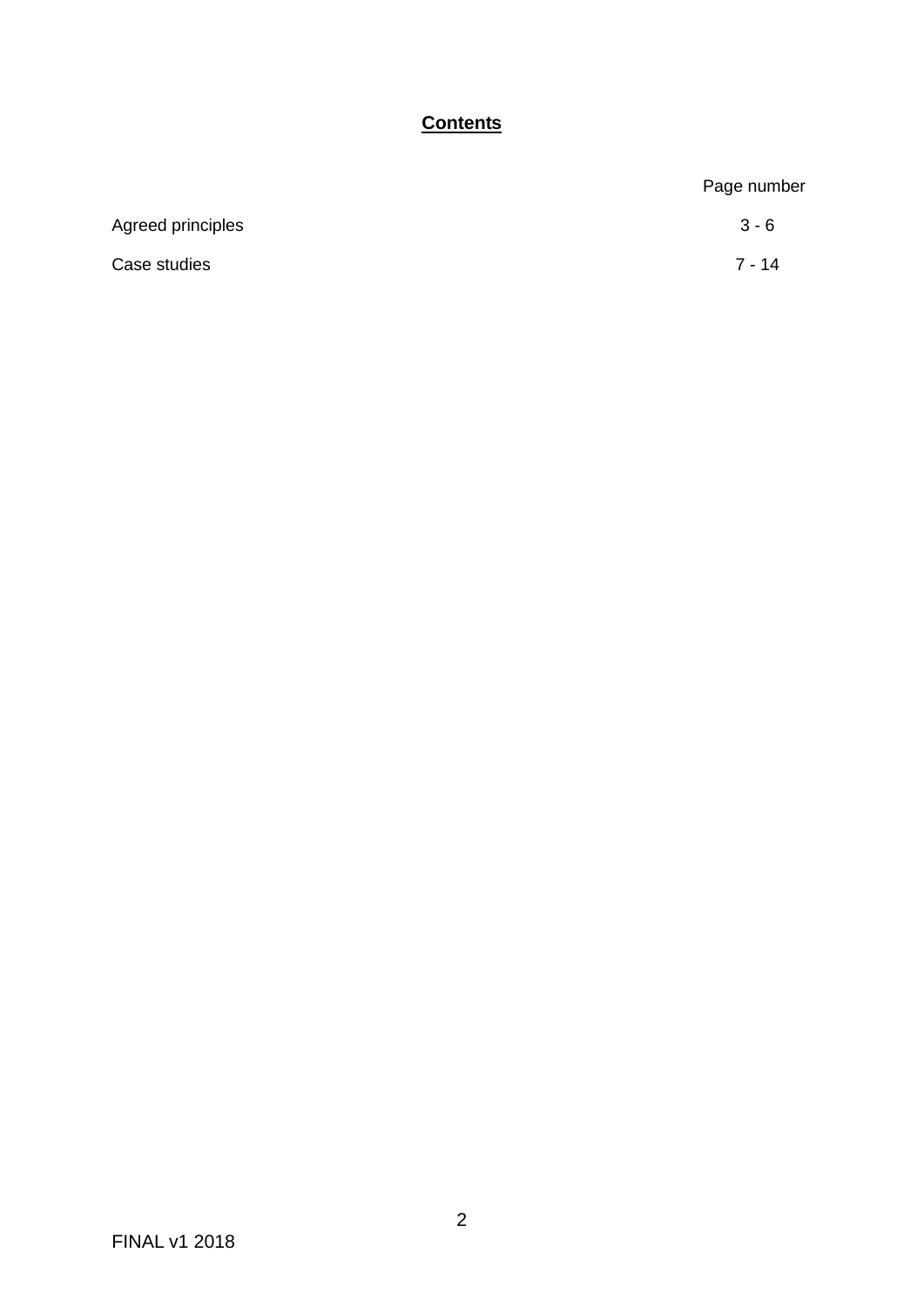## **Contents**

| | Page number |
|---|---|
| Agreed principles | 3 - 6 |
| Case studies | 7 - 14 |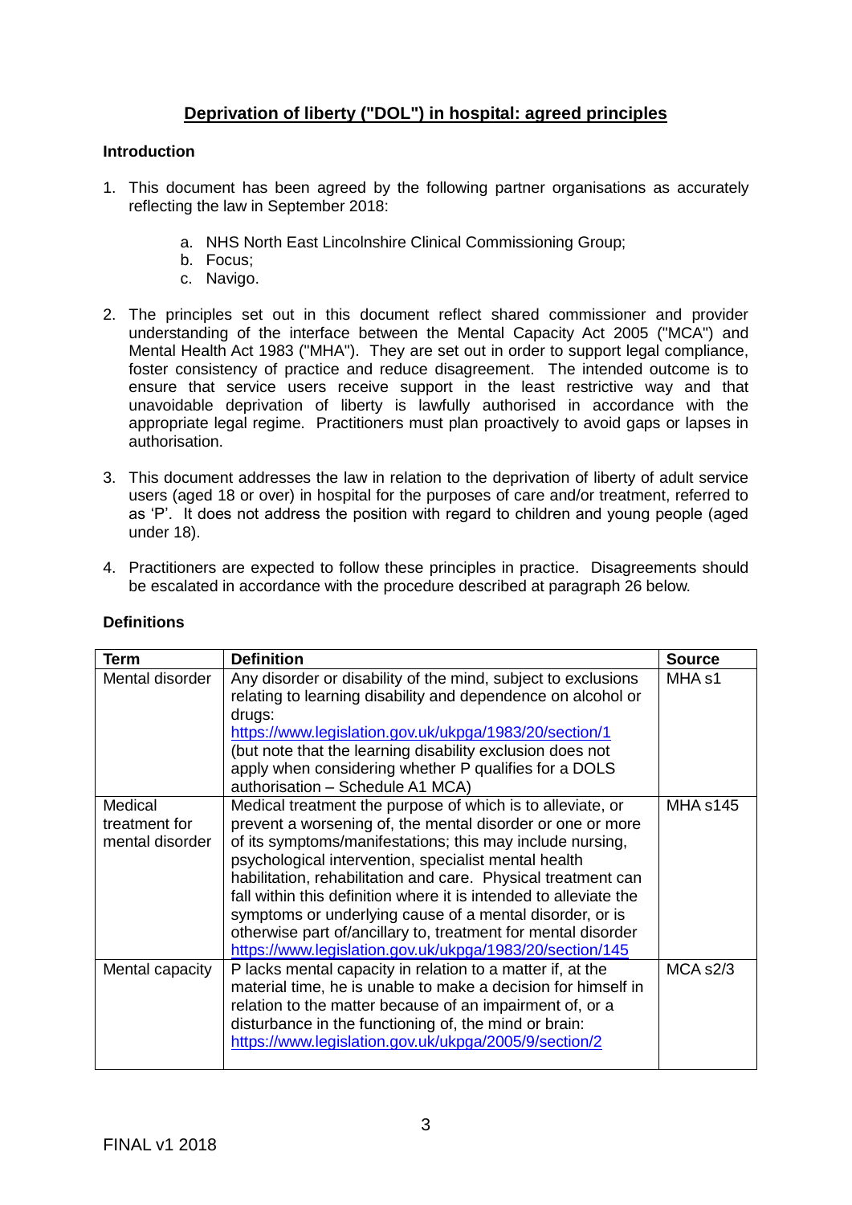# Deprivation of liberty ("DOL") in hospital: agreed principles

## Introduction

1. This document has been agreed by the following partner organisations as accurately reflecting the law in September 2018:

   a. NHS North East Lincolnshire Clinical Commissioning Group;
   b. Focus;
   c. Navigo.

2. The principles set out in this document reflect shared commissioner and provider understanding of the interface between the Mental Capacity Act 2005 ("MCA") and Mental Health Act 1983 ("MHA"). They are set out in order to support legal compliance, foster consistency of practice and reduce disagreement. The intended outcome is to ensure that service users receive support in the least restrictive way and that unavoidable deprivation of liberty is lawfully authorised in accordance with the appropriate legal regime. Practitioners must plan proactively to avoid gaps or lapses in authorisation.

3. This document addresses the law in relation to the deprivation of liberty of adult service users (aged 18 or over) in hospital for the purposes of care and/or treatment, referred to as 'P'. It does not address the position with regard to children and young people (aged under 18).

4. Practitioners are expected to follow these principles in practice. Disagreements should be escalated in accordance with the procedure described at paragraph 26 below.

## Definitions

| Term | Definition | Source |
|---|---|---|
| Mental disorder | Any disorder or disability of the mind, subject to exclusions relating to learning disability and dependence on alcohol or drugs: https://www.legislation.gov.uk/ukpga/1983/20/section/1 (but note that the learning disability exclusion does not apply when considering whether P qualifies for a DOLS authorisation – Schedule A1 MCA) | MHA s1 |
| Medical treatment for mental disorder | Medical treatment the purpose of which is to alleviate, or prevent a worsening of, the mental disorder or one or more of its symptoms/manifestations; this may include nursing, psychological intervention, specialist mental health habilitation, rehabilitation and care. Physical treatment can fall within this definition where it is intended to alleviate the symptoms or underlying cause of a mental disorder, or is otherwise part of/ancillary to, treatment for mental disorder https://www.legislation.gov.uk/ukpga/1983/20/section/145 | MHA s145 |
| Mental capacity | P lacks mental capacity in relation to a matter if, at the material time, he is unable to make a decision for himself in relation to the matter because of an impairment of, or a disturbance in the functioning of, the mind or brain: https://www.legislation.gov.uk/ukpga/2005/9/section/2 | MCA s2/3 |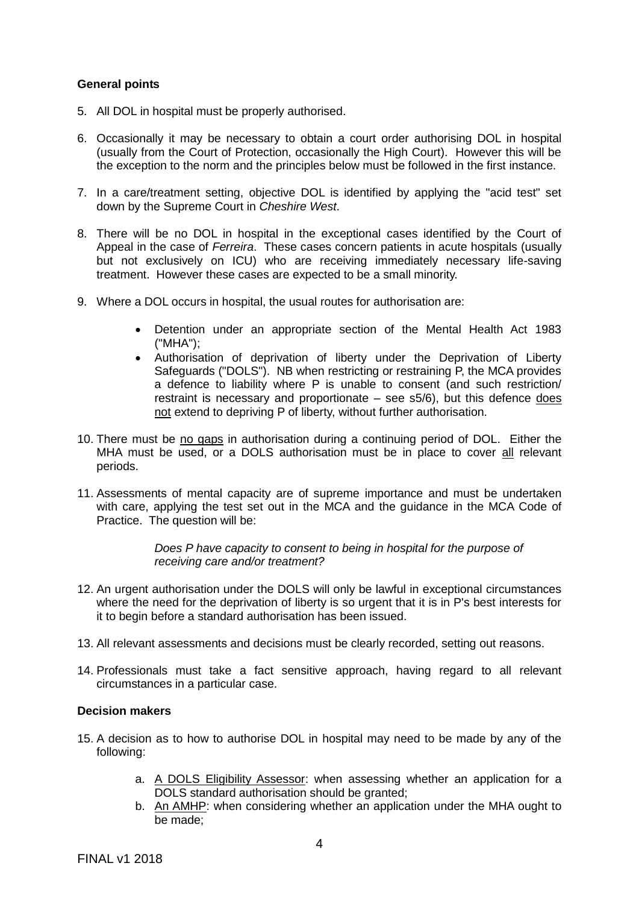**General points**

5. All DOL in hospital must be properly authorised.

6. Occasionally it may be necessary to obtain a court order authorising DOL in hospital (usually from the Court of Protection, occasionally the High Court). However this will be the exception to the norm and the principles below must be followed in the first instance.

7. In a care/treatment setting, objective DOL is identified by applying the "acid test" set down by the Supreme Court in *Cheshire West*.

8. There will be no DOL in hospital in the exceptional cases identified by the Court of Appeal in the case of *Ferreira*. These cases concern patients in acute hospitals (usually but not exclusively on ICU) who are receiving immediately necessary life-saving treatment. However these cases are expected to be a small minority.

9. Where a DOL occurs in hospital, the usual routes for authorisation are:

    - Detention under an appropriate section of the Mental Health Act 1983 ("MHA");
    - Authorisation of deprivation of liberty under the Deprivation of Liberty Safeguards ("DOLS"). NB when restricting or restraining P, the MCA provides a defence to liability where P is unable to consent (and such restriction/ restraint is necessary and proportionate – see s5/6), but this defence <u>does not</u> extend to depriving P of liberty, without further authorisation.

10. There must be <u>no gaps</u> in authorisation during a continuing period of DOL. Either the MHA must be used, or a DOLS authorisation must be in place to cover <u>all</u> relevant periods.

11. Assessments of mental capacity are of supreme importance and must be undertaken with care, applying the test set out in the MCA and the guidance in the MCA Code of Practice. The question will be:

    > *Does P have capacity to consent to being in hospital for the purpose of receiving care and/or treatment?*

12. An urgent authorisation under the DOLS will only be lawful in exceptional circumstances where the need for the deprivation of liberty is so urgent that it is in P's best interests for it to begin before a standard authorisation has been issued.

13. All relevant assessments and decisions must be clearly recorded, setting out reasons.

14. Professionals must take a fact sensitive approach, having regard to all relevant circumstances in a particular case.

**Decision makers**

15. A decision as to how to authorise DOL in hospital may need to be made by any of the following:

    a. <u>A DOLS Eligibility Assessor</u>: when assessing whether an application for a DOLS standard authorisation should be granted;
    b. <u>An AMHP</u>: when considering whether an application under the MHA ought to be made;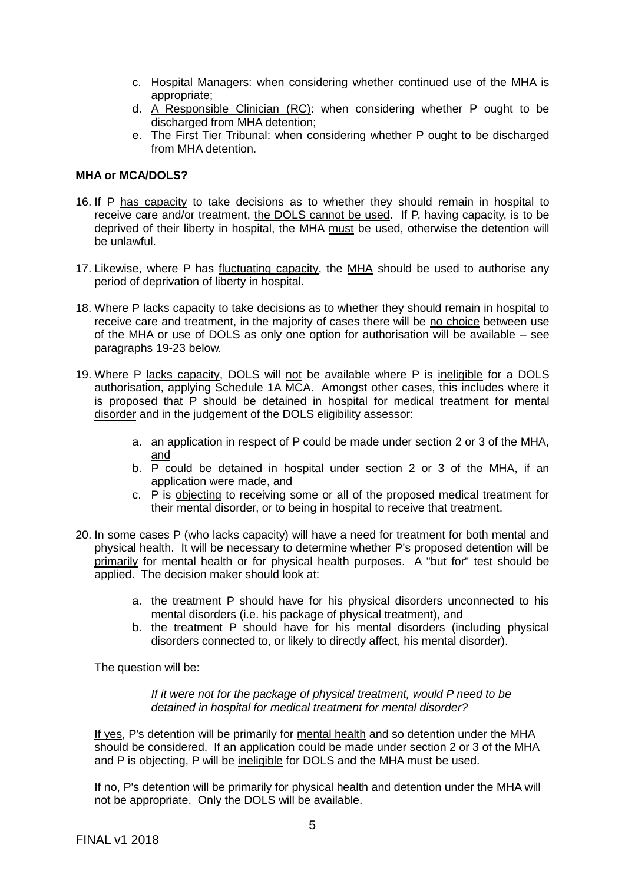c. Hospital Managers: when considering whether continued use of the MHA is appropriate;
d. A Responsible Clinician (RC): when considering whether P ought to be discharged from MHA detention;
e. The First Tier Tribunal: when considering whether P ought to be discharged from MHA detention.

**MHA or MCA/DOLS?**

16. If P has capacity to take decisions as to whether they should remain in hospital to receive care and/or treatment, the DOLS cannot be used. If P, having capacity, is to be deprived of their liberty in hospital, the MHA must be used, otherwise the detention will be unlawful.

17. Likewise, where P has fluctuating capacity, the MHA should be used to authorise any period of deprivation of liberty in hospital.

18. Where P lacks capacity to take decisions as to whether they should remain in hospital to receive care and treatment, in the majority of cases there will be no choice between use of the MHA or use of DOLS as only one option for authorisation will be available – see paragraphs 19-23 below.

19. Where P lacks capacity, DOLS will not be available where P is ineligible for a DOLS authorisation, applying Schedule 1A MCA. Amongst other cases, this includes where it is proposed that P should be detained in hospital for medical treatment for mental disorder and in the judgement of the DOLS eligibility assessor:

    a. an application in respect of P could be made under section 2 or 3 of the MHA, and
    b. P could be detained in hospital under section 2 or 3 of the MHA, if an application were made, and
    c. P is objecting to receiving some or all of the proposed medical treatment for their mental disorder, or to being in hospital to receive that treatment.

20. In some cases P (who lacks capacity) will have a need for treatment for both mental and physical health. It will be necessary to determine whether P's proposed detention will be primarily for mental health or for physical health purposes. A "but for" test should be applied. The decision maker should look at:

    a. the treatment P should have for his physical disorders unconnected to his mental disorders (i.e. his package of physical treatment), and
    b. the treatment P should have for his mental disorders (including physical disorders connected to, or likely to directly affect, his mental disorder).

    The question will be:

    *If it were not for the package of physical treatment, would P need to be detained in hospital for medical treatment for mental disorder?*

    If yes, P's detention will be primarily for mental health and so detention under the MHA should be considered. If an application could be made under section 2 or 3 of the MHA and P is objecting, P will be ineligible for DOLS and the MHA must be used.

    If no, P's detention will be primarily for physical health and detention under the MHA will not be appropriate. Only the DOLS will be available.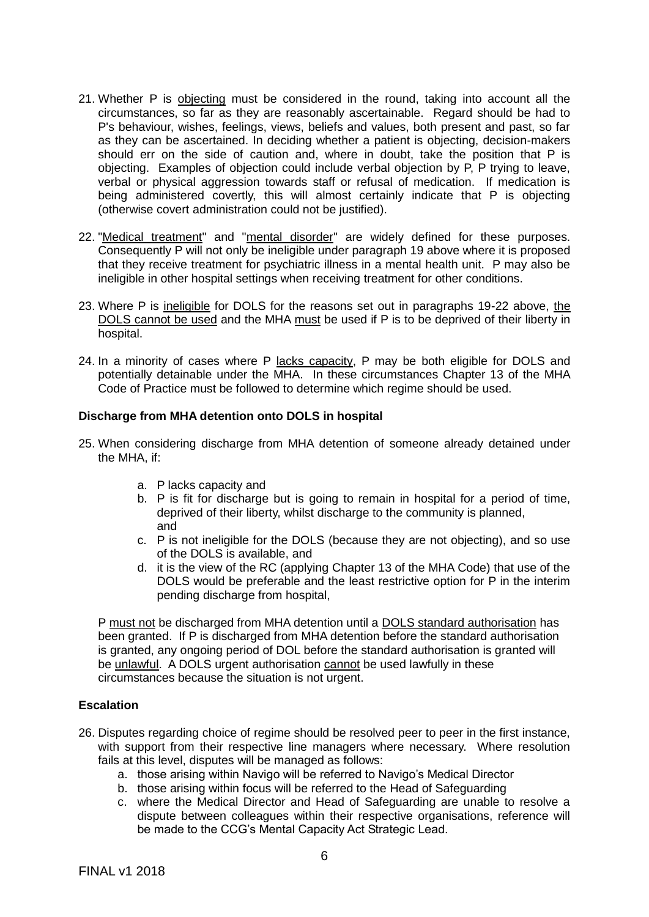21. Whether P is objecting must be considered in the round, taking into account all the circumstances, so far as they are reasonably ascertainable. Regard should be had to P's behaviour, wishes, feelings, views, beliefs and values, both present and past, so far as they can be ascertained. In deciding whether a patient is objecting, decision-makers should err on the side of caution and, where in doubt, take the position that P is objecting. Examples of objection could include verbal objection by P, P trying to leave, verbal or physical aggression towards staff or refusal of medication. If medication is being administered covertly, this will almost certainly indicate that P is objecting (otherwise covert administration could not be justified).

22. "Medical treatment" and "mental disorder" are widely defined for these purposes. Consequently P will not only be ineligible under paragraph 19 above where it is proposed that they receive treatment for psychiatric illness in a mental health unit. P may also be ineligible in other hospital settings when receiving treatment for other conditions.

23. Where P is ineligible for DOLS for the reasons set out in paragraphs 19-22 above, the DOLS cannot be used and the MHA must be used if P is to be deprived of their liberty in hospital.

24. In a minority of cases where P lacks capacity, P may be both eligible for DOLS and potentially detainable under the MHA. In these circumstances Chapter 13 of the MHA Code of Practice must be followed to determine which regime should be used.

**Discharge from MHA detention onto DOLS in hospital**

25. When considering discharge from MHA detention of someone already detained under the MHA, if:

    a. P lacks capacity and
    b. P is fit for discharge but is going to remain in hospital for a period of time, deprived of their liberty, whilst discharge to the community is planned, and
    c. P is not ineligible for the DOLS (because they are not objecting), and so use of the DOLS is available, and
    d. it is the view of the RC (applying Chapter 13 of the MHA Code) that use of the DOLS would be preferable and the least restrictive option for P in the interim pending discharge from hospital,

    P must not be discharged from MHA detention until a DOLS standard authorisation has been granted. If P is discharged from MHA detention before the standard authorisation is granted, any ongoing period of DOL before the standard authorisation is granted will be unlawful. A DOLS urgent authorisation cannot be used lawfully in these circumstances because the situation is not urgent.

**Escalation**

26. Disputes regarding choice of regime should be resolved peer to peer in the first instance, with support from their respective line managers where necessary. Where resolution fails at this level, disputes will be managed as follows:
    a. those arising within Navigo will be referred to Navigo's Medical Director
    b. those arising within focus will be referred to the Head of Safeguarding
    c. where the Medical Director and Head of Safeguarding are unable to resolve a dispute between colleagues within their respective organisations, reference will be made to the CCG's Mental Capacity Act Strategic Lead.

FINAL v1 2018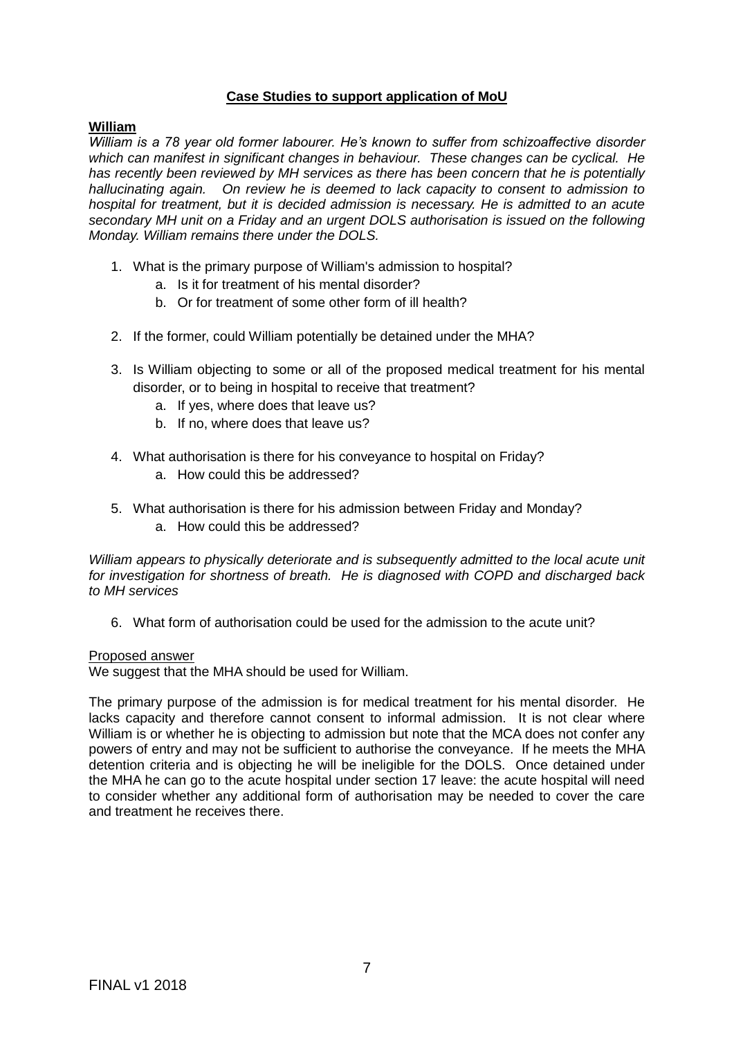## **Case Studies to support application of MoU**

**William**

*William is a 78 year old former labourer. He's known to suffer from schizoaffective disorder which can manifest in significant changes in behaviour. These changes can be cyclical. He has recently been reviewed by MH services as there has been concern that he is potentially hallucinating again. On review he is deemed to lack capacity to consent to admission to hospital for treatment, but it is decided admission is necessary. He is admitted to an acute secondary MH unit on a Friday and an urgent DOLS authorisation is issued on the following Monday. William remains there under the DOLS.*

1. What is the primary purpose of William's admission to hospital?
    a. Is it for treatment of his mental disorder?
    b. Or for treatment of some other form of ill health?
2. If the former, could William potentially be detained under the MHA?
3. Is William objecting to some or all of the proposed medical treatment for his mental disorder, or to being in hospital to receive that treatment?
    a. If yes, where does that leave us?
    b. If no, where does that leave us?
4. What authorisation is there for his conveyance to hospital on Friday?
    a. How could this be addressed?
5. What authorisation is there for his admission between Friday and Monday?
    a. How could this be addressed?

*William appears to physically deteriorate and is subsequently admitted to the local acute unit for investigation for shortness of breath. He is diagnosed with COPD and discharged back to MH services*

6. What form of authorisation could be used for the admission to the acute unit?

Proposed answer

We suggest that the MHA should be used for William.

The primary purpose of the admission is for medical treatment for his mental disorder. He lacks capacity and therefore cannot consent to informal admission. It is not clear where William is or whether he is objecting to admission but note that the MCA does not confer any powers of entry and may not be sufficient to authorise the conveyance. If he meets the MHA detention criteria and is objecting he will be ineligible for the DOLS. Once detained under the MHA he can go to the acute hospital under section 17 leave: the acute hospital will need to consider whether any additional form of authorisation may be needed to cover the care and treatment he receives there.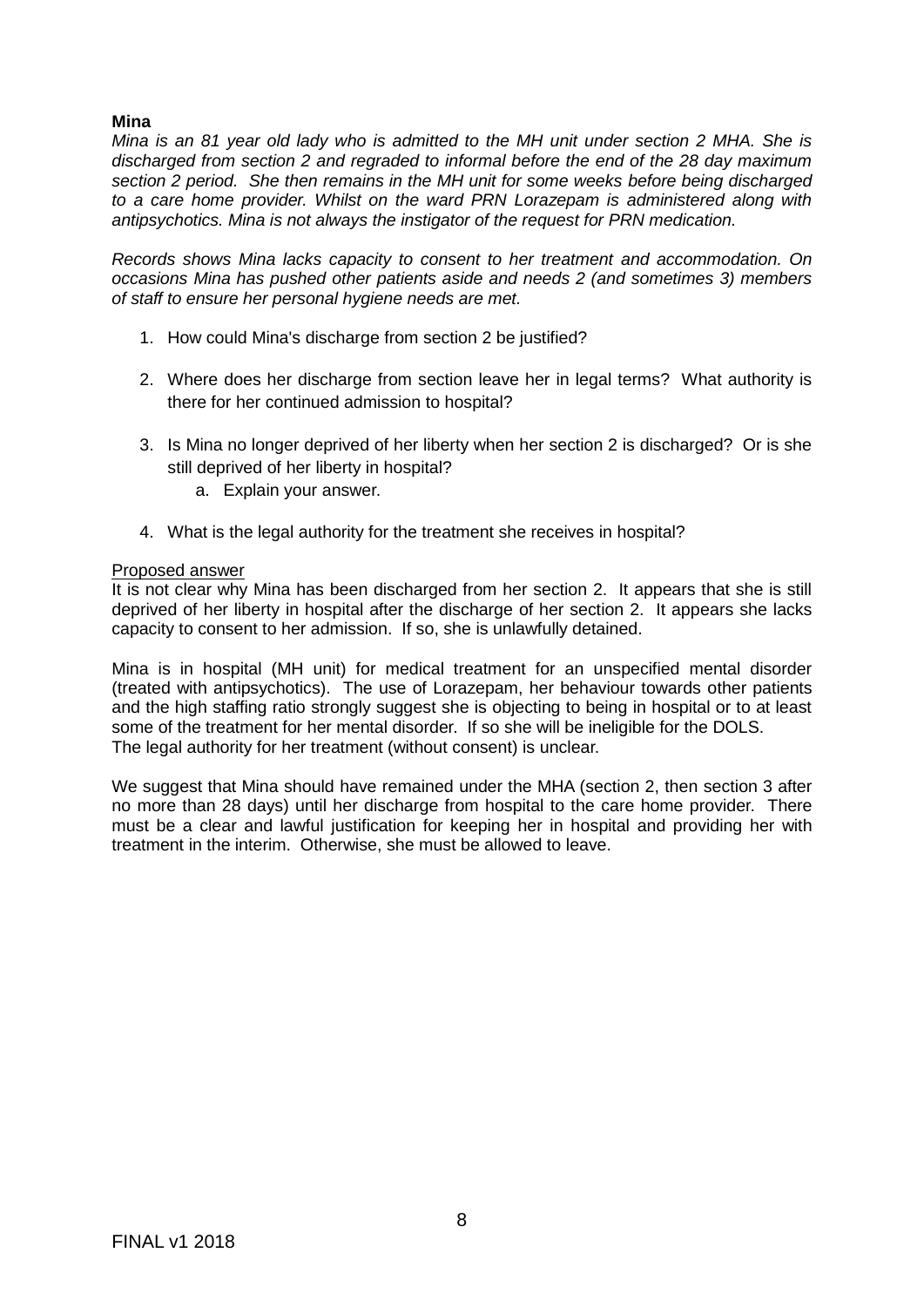**Mina**

*Mina is an 81 year old lady who is admitted to the MH unit under section 2 MHA. She is discharged from section 2 and regraded to informal before the end of the 28 day maximum section 2 period. She then remains in the MH unit for some weeks before being discharged to a care home provider. Whilst on the ward PRN Lorazepam is administered along with antipsychotics. Mina is not always the instigator of the request for PRN medication.*

*Records shows Mina lacks capacity to consent to her treatment and accommodation. On occasions Mina has pushed other patients aside and needs 2 (and sometimes 3) members of staff to ensure her personal hygiene needs are met.*

1. How could Mina's discharge from section 2 be justified?
2. Where does her discharge from section leave her in legal terms? What authority is there for her continued admission to hospital?
3. Is Mina no longer deprived of her liberty when her section 2 is discharged? Or is she still deprived of her liberty in hospital?
    a. Explain your answer.
4. What is the legal authority for the treatment she receives in hospital?

<u>Proposed answer</u>

It is not clear why Mina has been discharged from her section 2. It appears that she is still deprived of her liberty in hospital after the discharge of her section 2. It appears she lacks capacity to consent to her admission. If so, she is unlawfully detained.

Mina is in hospital (MH unit) for medical treatment for an unspecified mental disorder (treated with antipsychotics). The use of Lorazepam, her behaviour towards other patients and the high staffing ratio strongly suggest she is objecting to being in hospital or to at least some of the treatment for her mental disorder. If so she will be ineligible for the DOLS.
The legal authority for her treatment (without consent) is unclear.

We suggest that Mina should have remained under the MHA (section 2, then section 3 after no more than 28 days) until her discharge from hospital to the care home provider. There must be a clear and lawful justification for keeping her in hospital and providing her with treatment in the interim. Otherwise, she must be allowed to leave.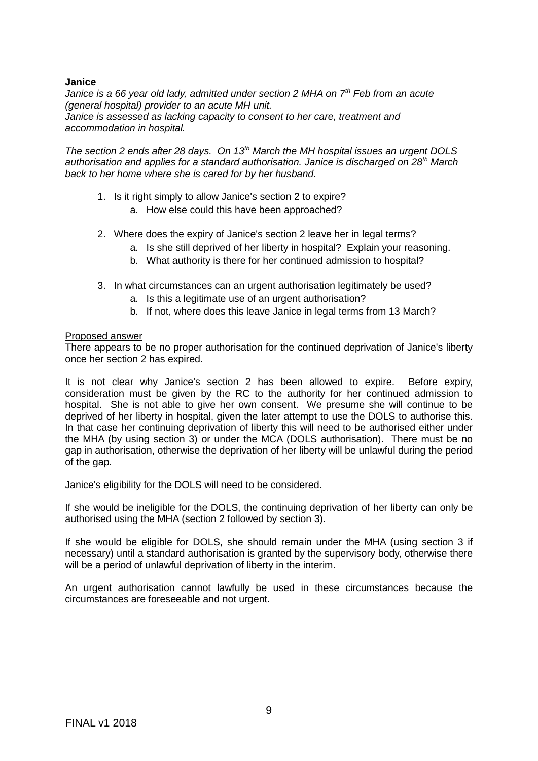**Janice**

*Janice is a 66 year old lady, admitted under section 2 MHA on 7th Feb from an acute (general hospital) provider to an acute MH unit.*
*Janice is assessed as lacking capacity to consent to her care, treatment and accommodation in hospital.*

*The section 2 ends after 28 days. On 13th March the MH hospital issues an urgent DOLS authorisation and applies for a standard authorisation. Janice is discharged on 28th March back to her home where she is cared for by her husband.*

1. Is it right simply to allow Janice's section 2 to expire?
    a. How else could this have been approached?

2. Where does the expiry of Janice's section 2 leave her in legal terms?
    a. Is she still deprived of her liberty in hospital? Explain your reasoning.
    b. What authority is there for her continued admission to hospital?

3. In what circumstances can an urgent authorisation legitimately be used?
    a. Is this a legitimate use of an urgent authorisation?
    b. If not, where does this leave Janice in legal terms from 13 March?

<u>Proposed answer</u>

There appears to be no proper authorisation for the continued deprivation of Janice's liberty once her section 2 has expired.

It is not clear why Janice's section 2 has been allowed to expire. Before expiry, consideration must be given by the RC to the authority for her continued admission to hospital. She is not able to give her own consent. We presume she will continue to be deprived of her liberty in hospital, given the later attempt to use the DOLS to authorise this. In that case her continuing deprivation of liberty this will need to be authorised either under the MHA (by using section 3) or under the MCA (DOLS authorisation). There must be no gap in authorisation, otherwise the deprivation of her liberty will be unlawful during the period of the gap.

Janice's eligibility for the DOLS will need to be considered.

If she would be ineligible for the DOLS, the continuing deprivation of her liberty can only be authorised using the MHA (section 2 followed by section 3).

If she would be eligible for DOLS, she should remain under the MHA (using section 3 if necessary) until a standard authorisation is granted by the supervisory body, otherwise there will be a period of unlawful deprivation of liberty in the interim.

An urgent authorisation cannot lawfully be used in these circumstances because the circumstances are foreseeable and not urgent.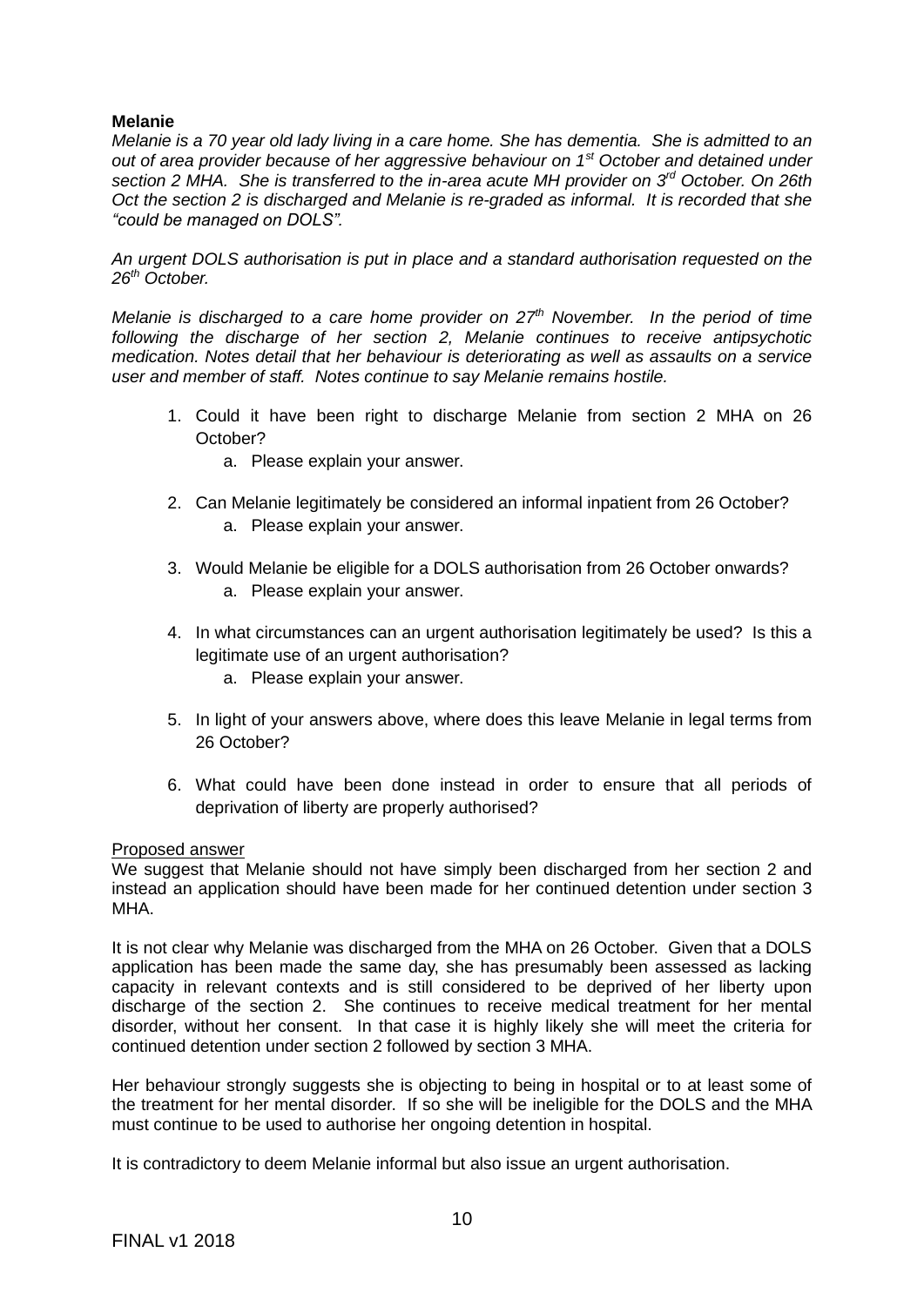**Melanie**

*Melanie is a 70 year old lady living in a care home. She has dementia. She is admitted to an out of area provider because of her aggressive behaviour on 1st October and detained under section 2 MHA. She is transferred to the in-area acute MH provider on 3rd October. On 26th Oct the section 2 is discharged and Melanie is re-graded as informal. It is recorded that she "could be managed on DOLS".*

*An urgent DOLS authorisation is put in place and a standard authorisation requested on the 26th October.*

*Melanie is discharged to a care home provider on 27th November. In the period of time following the discharge of her section 2, Melanie continues to receive antipsychotic medication. Notes detail that her behaviour is deteriorating as well as assaults on a service user and member of staff. Notes continue to say Melanie remains hostile.*

1. Could it have been right to discharge Melanie from section 2 MHA on 26 October?
    a. Please explain your answer.
2. Can Melanie legitimately be considered an informal inpatient from 26 October?
    a. Please explain your answer.
3. Would Melanie be eligible for a DOLS authorisation from 26 October onwards?
    a. Please explain your answer.
4. In what circumstances can an urgent authorisation legitimately be used? Is this a legitimate use of an urgent authorisation?
    a. Please explain your answer.
5. In light of your answers above, where does this leave Melanie in legal terms from 26 October?
6. What could have been done instead in order to ensure that all periods of deprivation of liberty are properly authorised?

<u>Proposed answer</u>

We suggest that Melanie should not have simply been discharged from her section 2 and instead an application should have been made for her continued detention under section 3 MHA.

It is not clear why Melanie was discharged from the MHA on 26 October. Given that a DOLS application has been made the same day, she has presumably been assessed as lacking capacity in relevant contexts and is still considered to be deprived of her liberty upon discharge of the section 2. She continues to receive medical treatment for her mental disorder, without her consent. In that case it is highly likely she will meet the criteria for continued detention under section 2 followed by section 3 MHA.

Her behaviour strongly suggests she is objecting to being in hospital or to at least some of the treatment for her mental disorder. If so she will be ineligible for the DOLS and the MHA must continue to be used to authorise her ongoing detention in hospital.

It is contradictory to deem Melanie informal but also issue an urgent authorisation.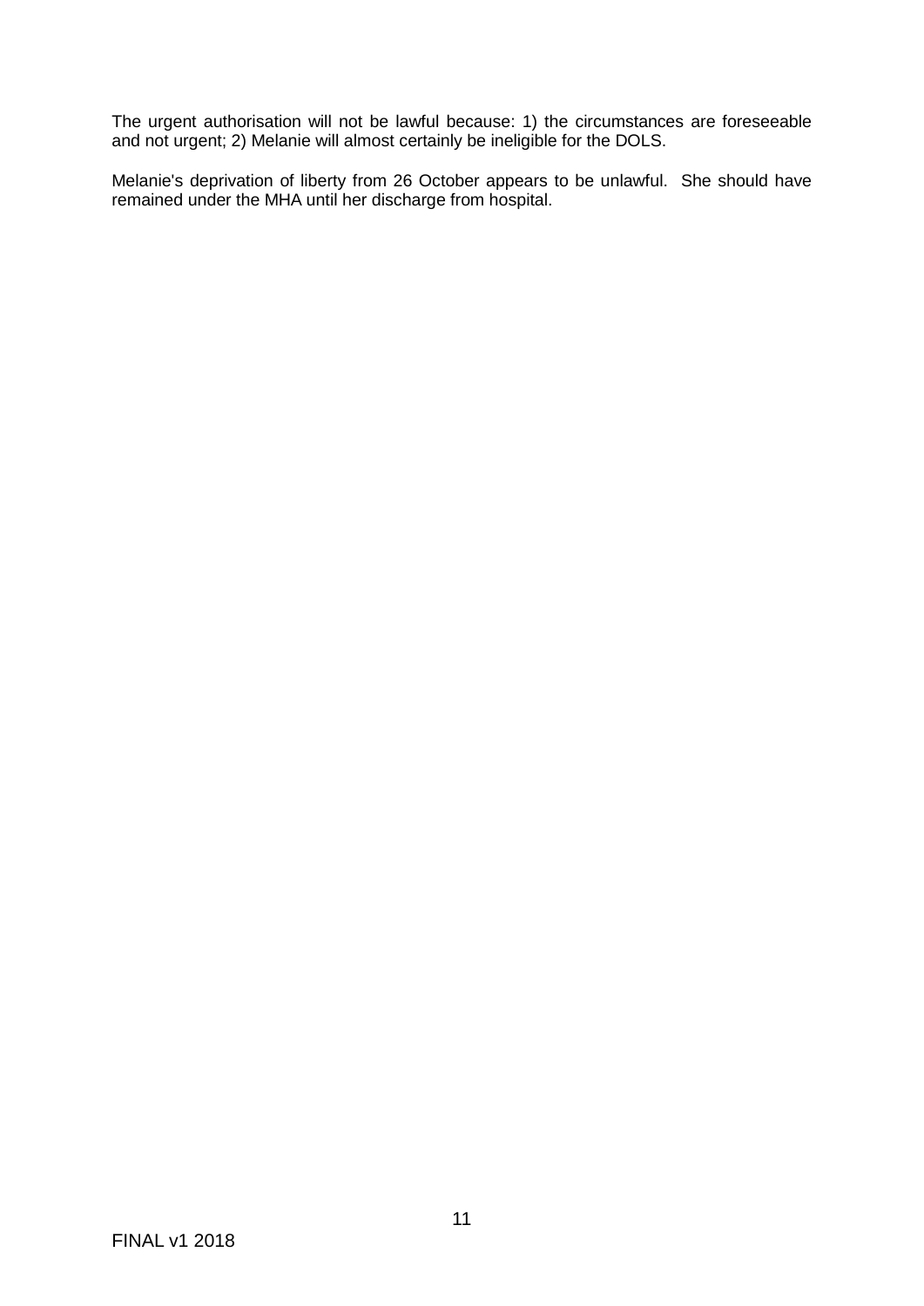The urgent authorisation will not be lawful because: 1) the circumstances are foreseeable and not urgent; 2) Melanie will almost certainly be ineligible for the DOLS.

Melanie's deprivation of liberty from 26 October appears to be unlawful. She should have remained under the MHA until her discharge from hospital.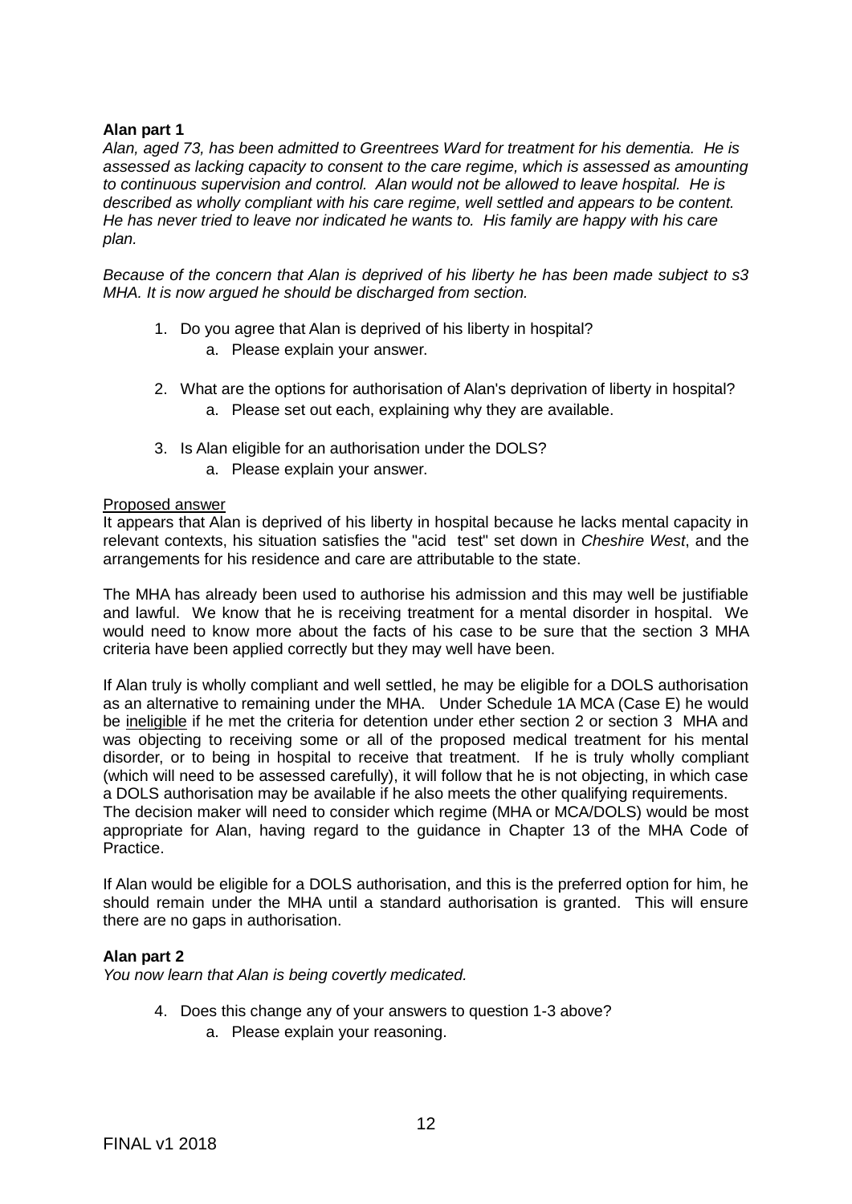**Alan part 1**

*Alan, aged 73, has been admitted to Greentrees Ward for treatment for his dementia. He is assessed as lacking capacity to consent to the care regime, which is assessed as amounting to continuous supervision and control. Alan would not be allowed to leave hospital. He is described as wholly compliant with his care regime, well settled and appears to be content. He has never tried to leave nor indicated he wants to. His family are happy with his care plan.*

*Because of the concern that Alan is deprived of his liberty he has been made subject to s3 MHA. It is now argued he should be discharged from section.*

1. Do you agree that Alan is deprived of his liberty in hospital?
   a. Please explain your answer.

2. What are the options for authorisation of Alan's deprivation of liberty in hospital?
   a. Please set out each, explaining why they are available.

3. Is Alan eligible for an authorisation under the DOLS?
   a. Please explain your answer.

<u>Proposed answer</u>

It appears that Alan is deprived of his liberty in hospital because he lacks mental capacity in relevant contexts, his situation satisfies the "acid test" set down in *Cheshire West*, and the arrangements for his residence and care are attributable to the state.

The MHA has already been used to authorise his admission and this may well be justifiable and lawful. We know that he is receiving treatment for a mental disorder in hospital. We would need to know more about the facts of his case to be sure that the section 3 MHA criteria have been applied correctly but they may well have been.

If Alan truly is wholly compliant and well settled, he may be eligible for a DOLS authorisation as an alternative to remaining under the MHA. Under Schedule 1A MCA (Case E) he would be <u>ineligible</u> if he met the criteria for detention under ether section 2 or section 3 MHA and was objecting to receiving some or all of the proposed medical treatment for his mental disorder, or to being in hospital to receive that treatment. If he is truly wholly compliant (which will need to be assessed carefully), it will follow that he is not objecting, in which case a DOLS authorisation may be available if he also meets the other qualifying requirements.
The decision maker will need to consider which regime (MHA or MCA/DOLS) would be most appropriate for Alan, having regard to the guidance in Chapter 13 of the MHA Code of Practice.

If Alan would be eligible for a DOLS authorisation, and this is the preferred option for him, he should remain under the MHA until a standard authorisation is granted. This will ensure there are no gaps in authorisation.

**Alan part 2**

*You now learn that Alan is being covertly medicated.*

4. Does this change any of your answers to question 1-3 above?
   a. Please explain your reasoning.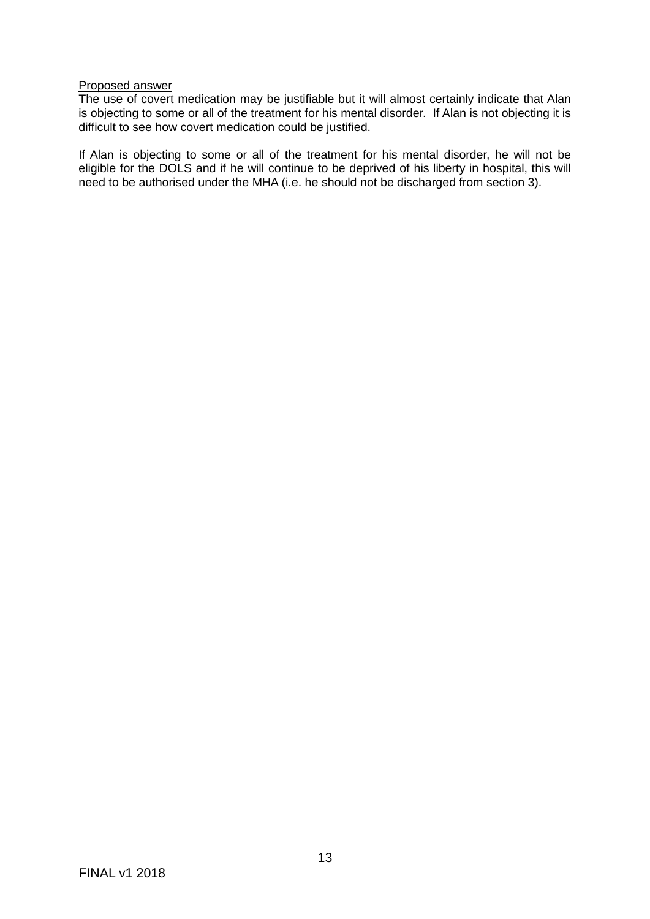Proposed answer

The use of covert medication may be justifiable but it will almost certainly indicate that Alan is objecting to some or all of the treatment for his mental disorder. If Alan is not objecting it is difficult to see how covert medication could be justified.

If Alan is objecting to some or all of the treatment for his mental disorder, he will not be eligible for the DOLS and if he will continue to be deprived of his liberty in hospital, this will need to be authorised under the MHA (i.e. he should not be discharged from section 3).

FINAL v1 2018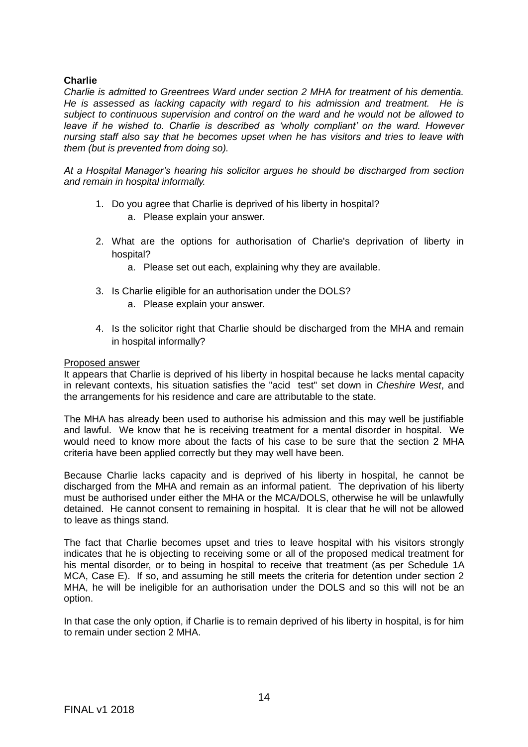**Charlie**

*Charlie is admitted to Greentrees Ward under section 2 MHA for treatment of his dementia. He is assessed as lacking capacity with regard to his admission and treatment. He is subject to continuous supervision and control on the ward and he would not be allowed to leave if he wished to. Charlie is described as 'wholly compliant' on the ward. However nursing staff also say that he becomes upset when he has visitors and tries to leave with them (but is prevented from doing so).*

*At a Hospital Manager's hearing his solicitor argues he should be discharged from section and remain in hospital informally.*

1. Do you agree that Charlie is deprived of his liberty in hospital?
   a. Please explain your answer.

2. What are the options for authorisation of Charlie's deprivation of liberty in hospital?
   a. Please set out each, explaining why they are available.

3. Is Charlie eligible for an authorisation under the DOLS?
   a. Please explain your answer.

4. Is the solicitor right that Charlie should be discharged from the MHA and remain in hospital informally?

<u>Proposed answer</u>

It appears that Charlie is deprived of his liberty in hospital because he lacks mental capacity in relevant contexts, his situation satisfies the "acid test" set down in *Cheshire West*, and the arrangements for his residence and care are attributable to the state.

The MHA has already been used to authorise his admission and this may well be justifiable and lawful. We know that he is receiving treatment for a mental disorder in hospital. We would need to know more about the facts of his case to be sure that the section 2 MHA criteria have been applied correctly but they may well have been.

Because Charlie lacks capacity and is deprived of his liberty in hospital, he cannot be discharged from the MHA and remain as an informal patient. The deprivation of his liberty must be authorised under either the MHA or the MCA/DOLS, otherwise he will be unlawfully detained. He cannot consent to remaining in hospital. It is clear that he will not be allowed to leave as things stand.

The fact that Charlie becomes upset and tries to leave hospital with his visitors strongly indicates that he is objecting to receiving some or all of the proposed medical treatment for his mental disorder, or to being in hospital to receive that treatment (as per Schedule 1A MCA, Case E). If so, and assuming he still meets the criteria for detention under section 2 MHA, he will be ineligible for an authorisation under the DOLS and so this will not be an option.

In that case the only option, if Charlie is to remain deprived of his liberty in hospital, is for him to remain under section 2 MHA.